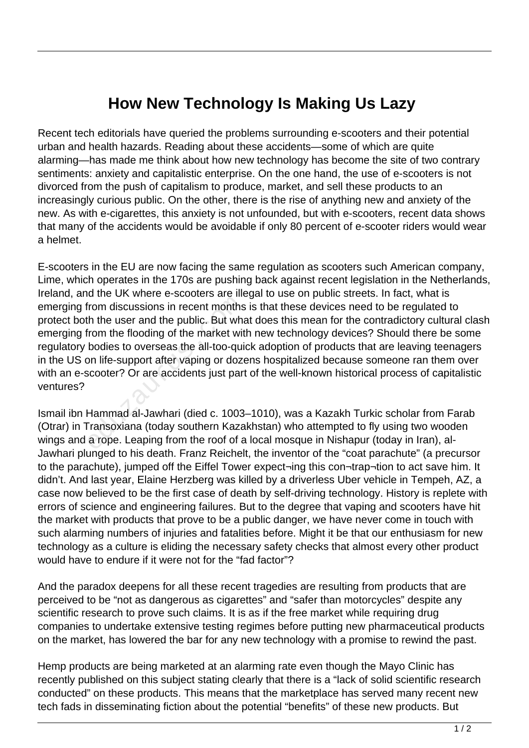# How New Technology Is Making Us Lazy

Recent tech editorials have queried the problems surrounding e-scooters and their potential urban and health hazards. Reading about these accidents—some of which are quite alarming—has made me think about how new technology has become the site of two contrary sentiments: anxiety and capitalistic enterprise. On the one hand, the use of e-scooters is not divorced from the push of capitalism to produce, market, and sell these products to an increasingly curious public. On the other, there is the rise of anything new and anxiety of the new. As with e-cigarettes, this anxiety is not unfounded, but with e-scooters, recent data shows that many of the accidents would be avoidable if only 80 percent of e-scooter riders would wear a helmet.

E-scooters in the EU are now facing the same regulation as scooters such American company, Lime, which operates in the 170s are pushing back against recent legislation in the Netherlands, Ireland, and the UK where e-scooters are illegal to use on public streets. In fact, what is emerging from discussions in recent months is that these devices need to be regulated to protect both the user and the public. But what does this mean for the contradictory cultural clash emerging from the flooding of the market with new technology devices? Should there be some regulatory bodies to overseas the all-too-quick adoption of products that are leaving teenagers in the US on life-support after vaping or dozens hospitalized because someone ran them over with an e-scooter? Or are accidents just part of the well-known historical process of capitalistic ventures?

Ismail ibn Hammad al-Jawhari (died c. 1003–1010), was a Kazakh Turkic scholar from Farab (Otrar) in Transoxiana (today southern Kazakhstan) who attempted to fly using two wooden wings and a rope. Leaping from the roof of a local mosque in Nishapur (today in Iran), al-Jawhari plunged to his death. Franz Reichelt, the inventor of the "coat parachute" (a precursor to the parachute), jumped off the Eiffel Tower expect¬ing this con¬trap¬tion to act save him. It didn't. And last year, Elaine Herzberg was killed by a driverless Uber vehicle in Tempeh, AZ, a case now believed to be the first case of death by self-driving technology. History is replete with errors of science and engineering failures. But to the degree that vaping and scooters have hit the market with products that prove to be a public danger, we have never come in touch with such alarming numbers of injuries and fatalities before. Might it be that our enthusiasm for new technology as a culture is eliding the necessary safety checks that almost every other product would have to endure if it were not for the "fad factor"?

And the paradox deepens for all these recent tragedies are resulting from products that are perceived to be "not as dangerous as cigarettes" and "safer than motorcycles" despite any scientific research to prove such claims. It is as if the free market while requiring drug companies to undertake extensive testing regimes before putting new pharmaceutical products on the market, has lowered the bar for any new technology with a promise to rewind the past.

Hemp products are being marketed at an alarming rate even though the Mayo Clinic has recently published on this subject stating clearly that there is a "lack of solid scientific research conducted" on these products. This means that the marketplace has served many recent new tech fads in disseminating fiction about the potential "benefits" of these new products. But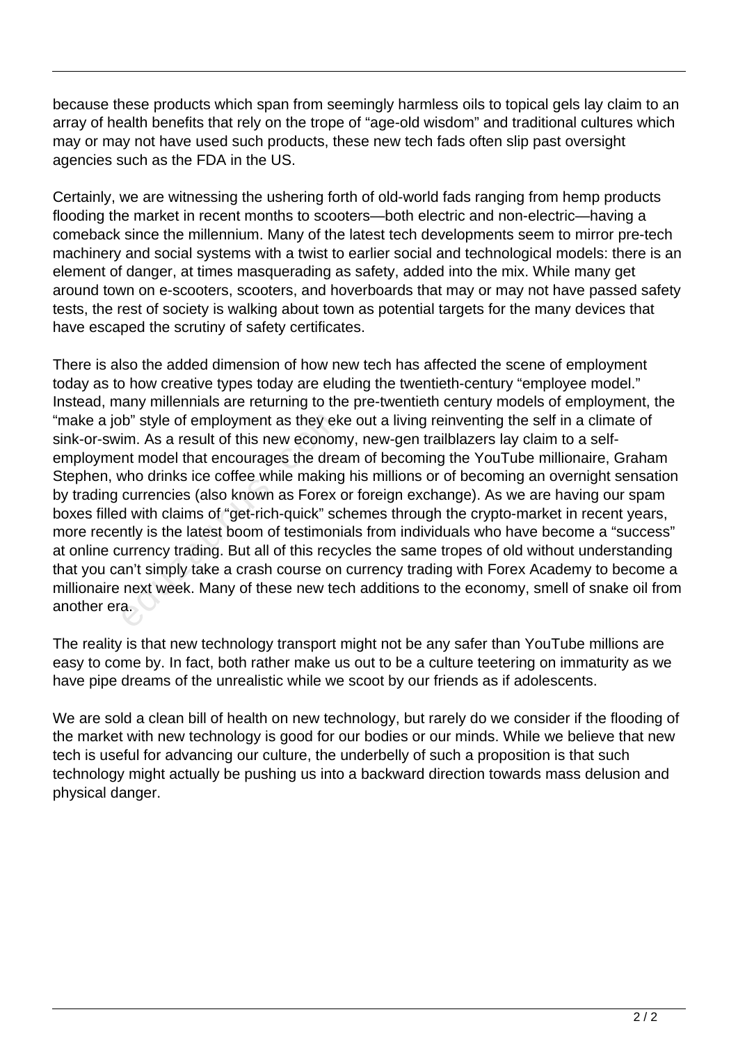because these products which span from seemingly harmless oils to topical gels lay claim to an array of health benefits that rely on the trope of "age-old wisdom" and traditional cultures which may or may not have used such products, these new tech fads often slip past oversight agencies such as the FDA in the US.

Certainly, we are witnessing the ushering forth of old-world fads ranging from hemp products flooding the market in recent months to scooters—both electric and non-electric—having a comeback since the millennium. Many of the latest tech developments seem to mirror pre-tech machinery and social systems with a twist to earlier social and technological models: there is an element of danger, at times masquerading as safety, added into the mix. While many get around town on e-scooters, scooters, and hoverboards that may or may not have passed safety tests, the rest of society is walking about town as potential targets for the many devices that have escaped the scrutiny of safety certificates.

There is also the added dimension of how new tech has affected the scene of employment today as to how creative types today are eluding the twentieth-century "employee model." Instead, many millennials are returning to the pre-twentieth century models of employment, the "make a job" style of employment as they eke out a living reinventing the self in a climate of sink-or-swim. As a result of this new economy, new-gen trailblazers lay claim to a self-employment model that encourages the dream of becoming the YouTube millionaire, Graham Stephen, who drinks ice coffee while making his millions or of becoming an overnight sensation by trading currencies (also known as Forex or foreign exchange). As we are having our spam boxes filled with claims of "get-rich-quick" schemes through the crypto-market in recent years, more recently is the latest boom of testimonials from individuals who have become a "success" at online currency trading. But all of this recycles the same tropes of old without understanding that you can't simply take a crash course on currency trading with Forex Academy to become a millionaire next week. Many of these new tech additions to the economy, smell of snake oil from another era.

The reality is that new technology transport might not be any safer than YouTube millions are easy to come by. In fact, both rather make us out to be a culture teetering on immaturity as we have pipe dreams of the unrealistic while we scoot by our friends as if adolescents.

We are sold a clean bill of health on new technology, but rarely do we consider if the flooding of the market with new technology is good for our bodies or our minds. While we believe that new tech is useful for advancing our culture, the underbelly of such a proposition is that such technology might actually be pushing us into a backward direction towards mass delusion and physical danger.